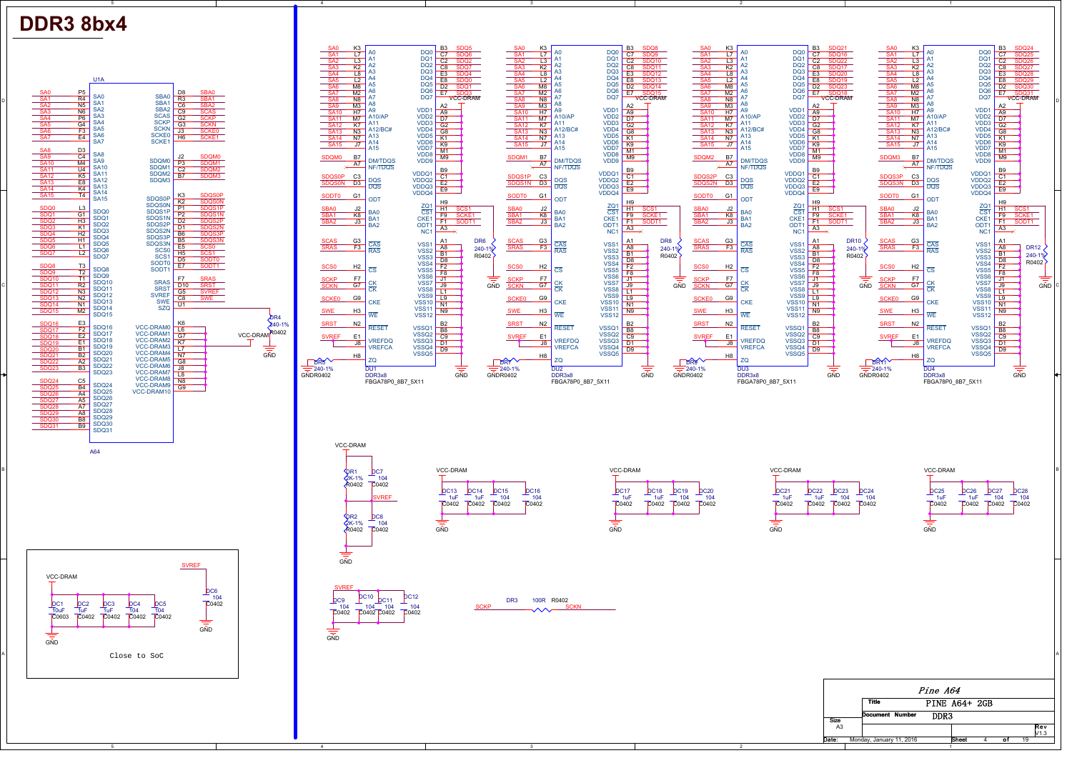# DDR3 8bx4

Close to SoC

| | |
|---|---|
| Title | PINE A64+ 2GB |
| Document Number | DDR3 |
| Size | A3 |
| Rev | V1.3 |
| Date: | Monday, January 11, 2016 |
| Sheet | 4 of 19 |

Pine A64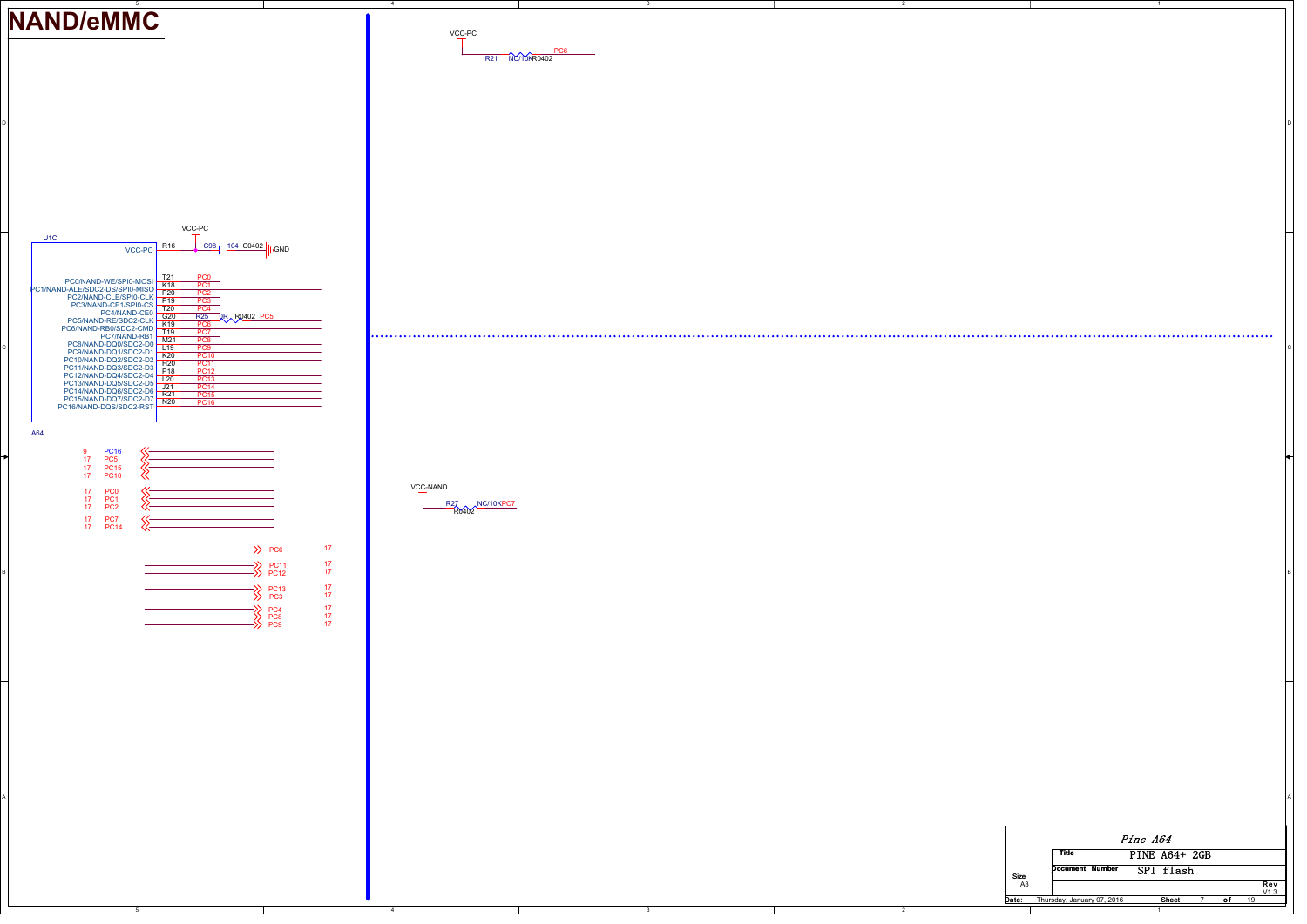# NAND/eMMC

VCC-PC

R21 NC/10K R0402 PC6

U1C

VCC-PC

R16

VCC-PC

C98 104 C0402 GND

| Pin Name | Ball | Net |
|---|---|---|
| PC0/NAND-WE/SPI0-MOSI | T21 | PC0 |
| PC1/NAND-ALE/SDC2-DS/SPI0-MISO | K18 | PC1 |
| PC2/NAND-CLE/SPI0-CLK | P20 | PC2 |
| PC3/NAND-CE1/SPI0-CS | P19 | PC3 |
| PC4/NAND-CE0 | T20 | PC4 |
| PC5/NAND-RE/SDC2-CLK | G20 | PC5 |
| PC6/NAND-RB0/SDC2-CMD | R25 | PC6 |
| PC7/NAND-RB1 | K19 | PC7 |
| PC8/NAND-DQ0/SDC2-D0 | T19 | PC8 |
| PC9/NAND-DQ1/SDC2-D1 | M21 | PC9 |
| PC10/NAND-DQ2/SDC2-D2 | L19 | PC10 |
| PC11/NAND-DQ3/SDC2-D3 | K20 | PC11 |
| PC12/NAND-DQ4/SDC2-D4 | H20 | PC12 |
| PC13/NAND-DQ5/SDC2-D5 | P18 | PC13 |
| PC14/NAND-DQ6/SDC2-D6 | L20 | PC14 |
| PC15/NAND-DQ7/SDC2-D7 | J21 | PC15 |
| PC16/NAND-DQS/SDC2-RST | R21 / N20 | PC16 |

0R R0402 PC5

A64

| Sheet | Signal |
|---|---|
| 9 | PC16 |
| 17 | PC5 |
| 17 | PC15 |
| 17 | PC10 |
| 17 | PC0 |
| 17 | PC1 |
| 17 | PC2 |
| 17 | PC7 |
| 17 | PC14 |

| Signal | Sheet |
|---|---|
| PC6 | 17 |
| PC11 | 17 |
| PC12 | 17 |
| PC13 | 17 |
| PC3 | 17 |
| PC4 | 17 |
| PC8 | 17 |
| PC9 | 17 |

VCC-NAND

R27 NC/10K R0402 PC7

| | |
|---|---|
| | *Pine A64* |
| Title | PINE A64+ 2GB |
| Document Number | SPI flash |
| Size | A3 |
| Rev | V1.3 |
| Date: | Thursday, January 07, 2016 |
| Sheet | 7 of 19 |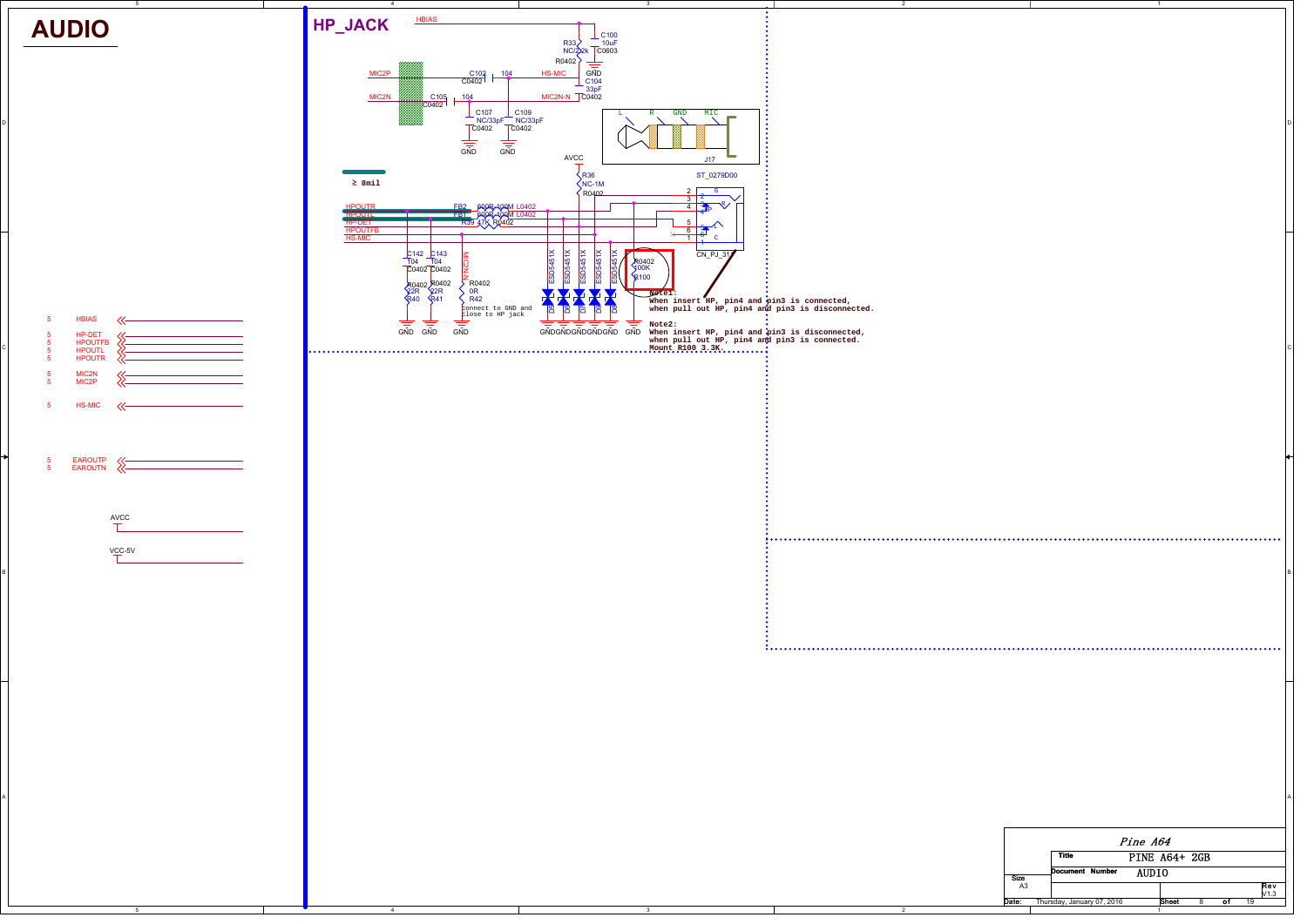# AUDIO

## HP_JACK

HBIAS

MIC2P

MIC2N

C102 104 C0402

C105 104 C0402

HS-MIC

MIC2N-N

R33 NC/22k R0402

C100 10uF C0603

C104 33pF C0402

C107 NC/33pF C0402

C109 NC/33pF C0402

GND

L R GND MIC

J17

AVCC

R36 NC-1M R0402

ST_0279D00

≥ 8mil

HPOUTR

HPOUTL

HP-DET

HPOUTFB

HS-MIC

FB2 600R-100M L0402

FB1 600R-100M L0402

R39 47K R0402

C142 104 C0402

C143 104 C0402

R0402 22R R40

R0402 22R R41

MIC2N-N

R0402 0R R42

connect to GND and close to HP jack

ESD5451X ESD5451X ESD5451X ESD5451X ESD5451X

D9 D8 D7 D6 D5

R0402 100K R100

CN_PJ_313

GND

**Note1:**
**When insert HP, pin4 and pin3 is connected,**
**when pull out HP, pin4 and pin3 is disconnected.**

**Note2:**
**When insert HP, pin4 and pin3 is disconnected,**
**when pull out HP, pin4 and pin3 is connected.**
**Mount R100 3.3K**

| Sheet | Signal |
| --- | --- |
| 5 | HBIAS |
| 5 | HP-DET |
| 5 | HPOUTFB |
| 5 | HPOUTL |
| 5 | HPOUTR |
| 5 | MIC2N |
| 5 | MIC2P |
| 5 | HS-MIC |
| 5 | EAROUTP |
| 5 | EAROUTN |

AVCC

VCC-5V

Pine A64

Title: PINE A64+ 2GB

Document Number: AUDIO

Size: A3

Rev: V1.3

Date: Thursday, January 07, 2016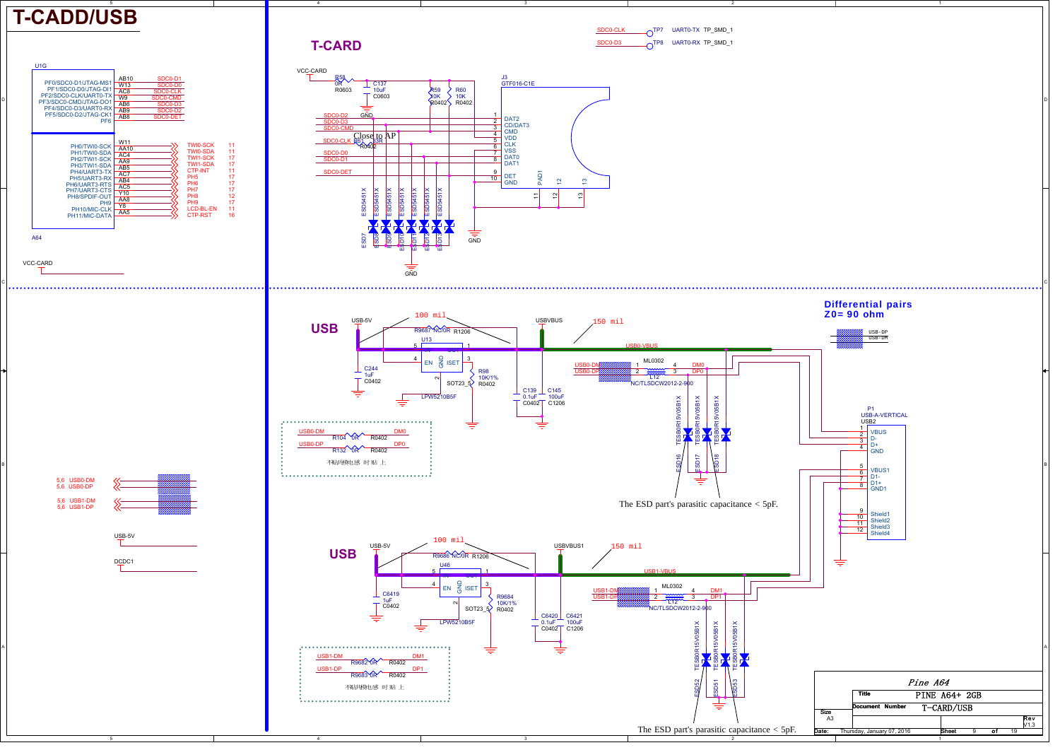# T-CADD/USB

## T-CARD

U1G

| Pin name | Ball | Net |
|---|---|---|
| PF0/SDC0-D1/JTAG-MS1 | AB10 | SDC0-D1 |
| PF1/SDC0-D0/JTAG-DI1 | W13 | SDC0-D0 |
| PF2/SDC0-CLK/UART0-TX | AC8 | SDC0-CLK |
| PF3/SDC0-CMD/JTAG-DO1 | W9 | SDC0-CMD |
| PF4/SDC0-D3/UART0-RX | AB6 | SDC0-D3 |
| PF5/SDC0-D2/JTAG-CK1 | AB9 | SDC0-D2 |
| PF6 | AB8 | SDC0-DET |

| Pin name | Ball | Net | Sheet |
|---|---|---|---|
| PH0/TWI0-SCK | W11 | TWI0-SCK | 11 |
| PH1/TWI0-SDA | AA10 | TWI0-SDA | 11 |
| PH2/TWI1-SCK | AC4 | TWI1-SCK | 17 |
| PH3/TWI1-SDA | AA9 | TWI1-SDA | 17 |
| PH4/UART3-TX | AB5 | CTP-INT | 11 |
| PH5/UART3-RX | AC7 | PH5 | 17 |
| PH6/UART3-RTS | AB4 | PH6 | 17 |
| PH7/UART3-CTS | AC5 | PH7 | 17 |
| PH8/SPDIF-OUT | Y10 | PH8 | 12 |
| PH9 | AA8 | PH9 | 17 |
| PH10/MIC-CLK | Y8 | LCD-BL-EN | 11 |
| PH11/MIC-DATA | AA5 | CTP-RST | 16 |

A64

VCC-CARD

SDC0-CLK — TP7 — UART0-TX TP_SMD_1

SDC0-D3 — TP8 — UART0-RX TP_SMD_1

VCC-CARD — R58 0R R0603; C137 10uF C0603; R59 10K R0402; R60 10K R0402

J3 GTF016-C1E

| Net | Pin | Function |
|---|---|---|
| SDC0-D2 | 1 | DAT2 |
| SDC0-D3 | 2 | CD/DAT3 |
| SDC0-CMD | 3 | CMD |
| | 4 | VDD |
| SDC0-CLK (R61 33R R0402) | 5 | CLK |
| | 6 | VSS |
| SDC0-D0 | 7 | DAT0 |
| SDC0-D1 | 8 | DAT1 |
| SDC0-DET | 9 | DET |
| | 10 | GND |
| | 11, 12, 13 | PAD1 |

Close to AP

ESD7, ESD8, ESD9, ESD10, ESD11, ESD12, ESD13: ESD5451X

GND

## USB

USB-5V — 100 mil — R9687 NC/0R R1206 — USBVBUS — 150 mil — USB0-VBUS

U13 LPW5210B5F SOT23_5 (EN, GND, ISET); C244 1uF C0402; R98 10K/1% R0402; C139 0.1uF C0402; C145 100uF C1206

USB0-DM / USB0-DP — ML0302 L12 NC/TLSDCW2012-2-900 — DM0 / DP0

ESD16, ESD17, ESD18: TESB0R15V05B1X

The ESD part's parasitic capacitance < 5pF.

USB0-DM — R104 0R R0402 — DM0

USB0-DP — R132 0R R0402 — DP0

不贴共模电感 时 贴 上

**Differential pairs**
**Z0= 90 ohm**

USB-DP / USB-DM

P1 USB-A-VERTICAL USB2

| Pin | Name |
|---|---|
| 1 | VBUS |
| 2 | D- |
| 3 | D+ |
| 4 | GND |
| 5 | VBUS1 |
| 6 | D1- |
| 7 | D1+ |
| 8 | GND1 |
| 9 | Shield1 |
| 10 | Shield2 |
| 11 | Shield3 |
| 12 | Shield4 |

5,6 USB0-DM
5,6 USB0-DP
5,6 USB1-DM
5,6 USB1-DP

USB-5V

DCDC1

## USB

USB-5V — 100 mil — R9686 NC/0R R1206 — USBVBUS1 — 150 mil — USB1-VBUS

U46 LPW5210B5F SOT23_5 (EN, GND, ISET); C6419 1uF C0402; R9684 10K/1% R0402; C6420 0.1uF C0402; C6421 100uF C1206

USB1-DM / USB1-DP — ML0302 L12 NC/TLSDCW2012-2-900 — DM1 / DP1

ESD52, ESD51, ESD53: TESB0R15V05B1X

The ESD part's parasitic capacitance < 5pF.

USB1-DM — R9682 0R R0402 — DM1

USB1-DP — R9683 0R R0402 — DP1

不贴共模电感 时 贴 上

| | |
|---|---|
| | Pine A64 |
| Title | PINE A64+ 2GB |
| Size A3 | Document Number T-CARD/USB — Rev V1.3 |
| Date: Thursday, January 07, 2016 | Sheet 9 of 19 |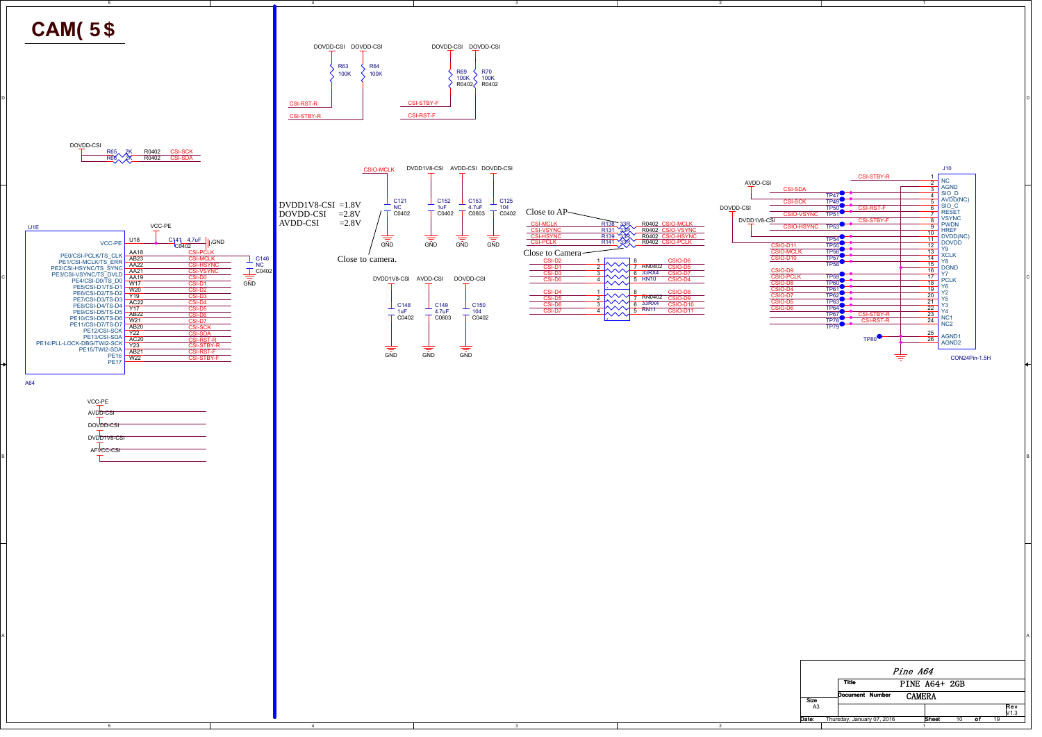# CAM( 5$

## U1E (A64)

| Pin | Function | Net |
|---|---|---|
| | VCC-PE | VCC-PE |
| AA18 | PE0/CSI-PCLK/TS_CLK | CSI-PCLK |
| AB23 | PE1/CSI-MCLK/TS_ERR | CSI-MCLK |
| AA22 | PE2/CSI-HSYNC/TS_SYNC | CSI-HSYNC |
| AA21 | PE3/CSI-VSYNC/TS_DVLD | CSI-VSYNC |
| AA19 | PE4/CSI-D0/TS_D0 | CSI-D0 |
| W17 | PE5/CSI-D1/TS-D1 | CSI-D1 |
| W20 | PE6/CSI-D2/TS-D2 | CSI-D2 |
| Y19 | PE7/CSI-D3/TS-D3 | CSI-D3 |
| AC22 | PE8/CSI-D4/TS-D4 | CSI-D4 |
| Y17 | PE9/CSI-D5/TS-D5 | CSI-D5 |
| AB22 | PE10/CSI-D6/TS-D6 | CSI-D6 |
| W21 | PE11/CSI-D7/TS-D7 | CSI-D7 |
| AB20 | PE12/CSI-SCK | CSI-SCK |
| Y22 | PE13/CSI-SDA | CSI-SDA |
| AC20 | PE14/PLL-LOCK-DBG/TWI2-SCK | CSI-RST-R |
| Y23 | PE15/TWI2-SDA | CSI-STBY-R |
| AB21 | PE16 | CSI-RST-F |
| W22 | PE17 | CSI-STBY-F |

U18, C141 4.7uF C0402 (VCC-PE to GND); C146 NC C0402 (CSI-MCLK to GND)

DOVDD-CSI: R65 2K R0402 CSI-SCK; R66 2K R0402 CSI-SDA

Power nets: VCC-PE, AVDD-CSI, DOVDD-CSI, DVDD1V8-CSI, AFVCC-CSI

## Pull-ups

- R63 100K: DOVDD-CSI to CSI-RST-R
- R64 100K: DOVDD-CSI to CSI-STBY-R
- R69 100K R0402: DOVDD-CSI to CSI-STBY-F
- R70 100K R0402: DOVDD-CSI to CSI-RST-F

## Decoupling

DVDD1V8-CSI =1.8V
DOVDD-CSI =2.8V
AVDD-CSI =2.8V

- C121 NC C0402 (CSIO-MCLK) — Close to camera.
- C152 1uF C0402 (DVDD1V8-CSI)
- C153 4.7uF C0603 (AVDD-CSI)
- C125 104 C0402 (DOVDD-CSI)
- C148 1uF C0402 (DVDD1V8-CSI)
- C149 4.7uF C0603 (AVDD-CSI)
- C150 104 C0402 (DOVDD-CSI)

## Series resistors

Close to AP:
- R138 33R R0402: CSI-MCLK → CSIO-MCLK
- R131 33R R0402: CSI-VSYNC → CSIO-VSYNC
- R139 33R R0402: CSI-HSYNC → CSIO-HSYNC
- R141 33R R0402: CSI-PCLK → CSIO-PCLK

Close to Camera:
- RN10 33RX4 RN0402: CSI-D2→CSIO-D6, CSI-D1→CSIO-D5, CSI-D3→CSIO-D7, CSI-D0→CSIO-D4
- RN11 33RX4 RN0402: CSI-D4→CSIO-D8, CSI-D5→CSIO-D9, CSI-D6→CSIO-D10, CSI-D7→CSIO-D11

## J10 CON24Pin-1.5H

| Pin | Name | Net |
|---|---|---|
| 1 | NC | CSI-STBY-R |
| 2 | AGND | |
| 3 | SIO_D | CSI-SDA (TP47) |
| 4 | AVDD(NC) | AVDD-CSI (TP49) |
| 5 | SIO_C | CSI-SCK (TP50) |
| 6 | RESET | CSI-RST-F (TP51) |
| 7 | VSYNC | CSIO-VSYNC |
| 8 | PWDN | CSI-STBY-F (TP53) |
| 9 | HREF | CSIO-HSYNC |
| 10 | DVDD(NC) | DVDD1V8-CSI (TP54) |
| 11 | DOVDD | DOVDD-CSI (TP55) |
| 12 | Y9 | CSIO-D11 (TP56) |
| 13 | XCLK | CSIO-MCLK (TP57) |
| 14 | Y8 | CSIO-D10 (TP58) |
| 15 | DGND | |
| 16 | Y7 | CSIO-D9 |
| 17 | PCLK | CSIO-PCLK (TP59) |
| 18 | Y6 | CSIO-D8 (TP60) |
| 19 | Y5 | CSIO-D7 (TP61) |
| 20 | Y4 | CSIO-D4 (TP62) |
| 21 | Y3 | CSIO-D5 (TP63) |
| 22 | Y2 | CSIO-D6 (TP64) |
| 23 | NC1 | CSI-STBY-R (TP67) |
| 24 | NC2 | CSI-RST-R (TP78, TP79) |
| 25 | AGND1 | (TP80) |
| 26 | AGND2 | |

Pine A64
Title: PINE A64+ 2GB
Document Number: CAMERA
Size: A3
Rev: V1.3
Date: Thursday, January 07, 2016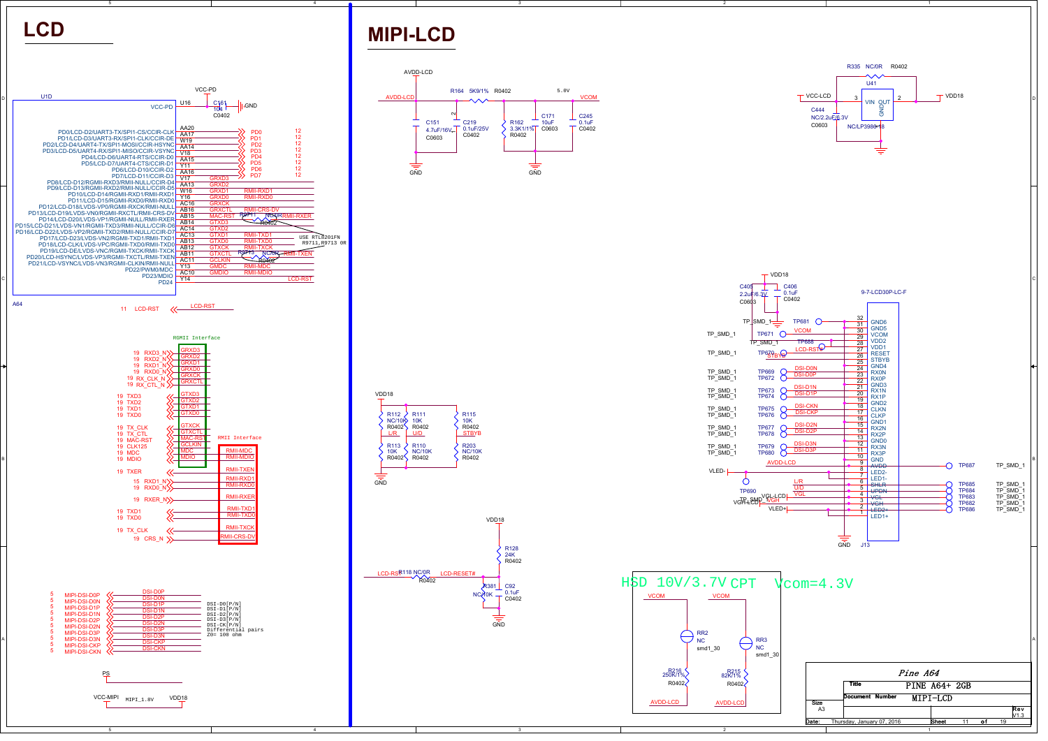# LCD

# MIPI-LCD

U1D — A64

| Pin | Signal | Net |
|---|---|---|
| U16 | VCC-PD | VCC-PD |
| AA20 | PD0/LCD-D2/UART3-TX/SPI1-CS/CCIR-CLK | PD0 |
| AA17 | PD1/LCD-D3/UART3-RX/SPI1-CLK/CCIR-DE | PD1 |
| W19 | PD2/LCD-D4/UART4-TX/SPI1-MOSI/CCIR-HSYNC | PD2 |
| AA14 | PD3/LCD-D5/UART4-RX/SPI1-MISO/CCIR-VSYNC | PD3 |
| V18 | PD4/LCD-D6/UART4-RTS/CCIR-D0 | PD4 |
| AA15 | PD5/LCD-D7/UART4-CTS/CCIR-D1 | PD5 |
| Y11 | PD6/LCD-D10/CCIR-D2 | PD6 |
| AA16 | PD7/LCD-D11/CCIR-D3 | PD7 |
| V17 | PD8/LCD-D12/RGMII-RXD3/RMII-NULL/CCIR-D4 | GRXD3 |
| AA13 | PD9/LCD-D13/RGMII-RXD2/RMII-NULL/CCIR-D5 | GRXD2 |
| W16 | PD10/LCD-D14/RGMII-RXD1/RMII-RXD1 | GRXD1 / RMII-RXD1 |
| Y16 | PD11/LCD-D15/RGMII-RXD0/RMII-RXD0 | GRXD0 / RMII-RXD0 |
| AC16 | PD12/LCD-D18/LVDS-VP0/RGMII-RXCK/RMII-NULL | GRXCK |
| AB16 | PD13/LCD-D19/LVDS-VN0/RGMII-RXCTL/RMII-CRS-DV | GRXCTL / RMII-CRS-DV |
| AB15 | PD14/LCD-D20/LVDS-VP1/RGMII-NULL/RMII-RXER | MAC-RST / RMII-RXER |
| AB14 | PD15/LCD-D21/LVDS-VN1/RGMII-TXD3/RMII-NULL/CCIR-D6 | GTXD3 |
| AC14 | PD16/LCD-D22/LVDS-VP2/RGMII-TXD2/RMII-NULL/CCIR-D7 | GTXD2 |
| AC13 | PD17/LCD-D23/LVDS-VN2/RGMII-TXD1/RMII-TXD1 | GTXD1 / RMII-TXD1 |
| AB13 | PD18/LCD-CLK/LVDS-VPC/RGMII-TXD0/RMII-TXD0 | GTXD0 / RMII-TXD0 |
| AB12 | PD19/LCD-DE/LVDS-VNC/RGMII-TXCK/RMII-TXCK | GTXCK / RMII-TXCK |
| AB11 | PD20/LCD-HSYNC/LVDS-VP3/RGMII-TXCTL/RMII-TXEN | GTXCTL / RMII-TXEN |
| AC11 | PD21/LCD-VSYNC/LVDS-VN3/RGMII-CLKIN/RMII-NULL | GCLKIN |
| Y13 | PD22/PWM0/MDC | GMDC / RMII-MDC |
| AC10 | PD23/MDIO | GMDIO / RMII-MDIO |
| Y14 | PD24 | LCD-RST |

C161 104 C0402 (VCC-PD to GND). R9711 NC/0R R0402, R9713 NC/0R R0402. USE RTL8201FN R9711,R9713 0R

11 LCD-RST

RGMII Interface: 19 RXD3_N (GRXD3), 19 RXD2_N (GRXD2), 19 RXD1_N (GRXD1), 19 RXD0_N (GRXD0), 19 RX_CLK_N (GRXCK), 19 RX_CTL_N (GRXCTL), 19 TXD3 (GTXD3), 19 TXD2 (GTXD2), 19 TXD1 (GTXD1), 19 TXD0 (GTXD0), 19 TX_CLK (GTXCK), 19 TX_CTL (GTXCTL), 19 MAC-RST (MAC-RST), 19 CLK125 (GCLKIN), 19 MDC (MDC), 19 MDIO (MDIO)

RMII Interface: RMII-MDC, RMII-MDIO, 19 TXER (RMII-TXEN), 15 RXD1_N (RMII-RXD1), 19 RXD0_N (RMII-RXD0), 19 RXER_N (RMII-RXER), 19 TXD1 (RMII-TXD1), 19 TXD0 (RMII-TXD0), 19 TX_CLK (RMII-TXCK), 19 CRS_N (RMII-CRS-DV)

5 MIPI-DSI-D0P (DSI-D0P), 5 MIPI-DSI-D0N (DSI-D0N), 5 MIPI-DSI-D1P (DSI-D1P), 5 MIPI-DSI-D1N (DSI-D1N), 5 MIPI-DSI-D2P (DSI-D2P), 5 MIPI-DSI-D2N (DSI-D2N), 5 MIPI-DSI-D3P (DSI-D3P), 5 MIPI-DSI-D3N (DSI-D3N), 5 MIPI-DSI-CKP (DSI-CKP), 5 MIPI-DSI-CKN (DSI-CKN)

DSI-D0[P/N]
DSI-D1[P/N]
DSI-D2[P/N]
DSI-D3[P/N]
DSI-CK[P/N]
Differential pairs
Z0= 100 ohm

PS

VCC-MIPI — MIPI_1.8V — VDD18

AVDD-LCD: R164 5K9/1% R0402 to VCOM (5.0V); C151 4.7uF/16V C0603; C219 0.1uF/25V C0402; R162 3.3K1/1% R0402; C171 10uF C0603; C245 0.1uF C0402

R335 NC/0R R0402; U41 NC/LP3980-18 (VIN, OUT, GND); VCC-LCD to VDD18; C444 NC/2.2uF/6.3V C0603

VDD18: R112 NC/10K R0402 (L/R), R111 10K R0402 (U/D), R115 10K R0402 (STBYB); R113 10K R0402, R110 NC/10K R0402, R203 NC/10K R0402

VDD18: R128 24K R0402; LCD-RST — R118 NC/0R R0402 — LCD-RESET#; R381 NC/10K; C92 0.1uF C0402

VDD18: C405 2.2uF/6.3V C0603; C406 0.1uF C0402

J13 9-7-LCD30P-LC-F

| Pin | Name | Net |
|---|---|---|
| 32 | | |
| 31 | GND6 | |
| 30 | GND5 | |
| 29 | VCOM | VCOM (TP671) |
| 28 | VDD2 | |
| 27 | VDD1 | |
| 26 | RESET | LCD-RST (TP688) |
| 25 | STBYB | STBYB (TP670) |
| 24 | GND4 | |
| 23 | RX0N | DSI-D0N (TP669) |
| 22 | RX0P | DSI-D0P (TP672) |
| 21 | GND3 | |
| 20 | RX1N | DSI-D1N (TP673) |
| 19 | RX1P | DSI-D1P (TP674) |
| 18 | GND2 | |
| 17 | CLKN | DSI-CKN (TP675) |
| 16 | CLKP | DSI-CKP (TP676) |
| 15 | GND1 | |
| 14 | RX2N | DSI-D2N (TP677) |
| 13 | RX2P | DSI-D2P (TP678) |
| 12 | GND0 | |
| 11 | RX3N | DSI-D3N (TP679) |
| 10 | RX3P | DSI-D3P (TP680) |
| 9 | GND | |
| 8 | AVDD | AVDD-LCD (TP687) |
| 7 | LED2- | VLED- |
| 6 | LED1- | |
| 5 | SHLR | L/R (TP685) |
| 4 | UPDN | U/D (TP684) |
| 3 | VGL | VGL (TP683) |
| 2 | VGH | VGH (TP682) |
| 1 | LED2+ | VLED+ (TP686) |
| | LED1+ | |

TP681 TP_SMD_1, TP690 TP_SMD_1, VGL-LCD

HSD 10V/3.7V CPT Vcom=4.3V

VCOM — RR2 NC smd1_30 — R216 250K/1% R0402 — AVDD-LCD
VCOM — RR3 NC smd1_30 — R215 82K/1% R0402 — AVDD-LCD

Pine A64
Title: PINE A64+ 2GB
Size: A3 — Document Number: MIPI-LCD — Rev: V1.3
Date: Thursday, January 07, 2016 — Sheet 11 of 19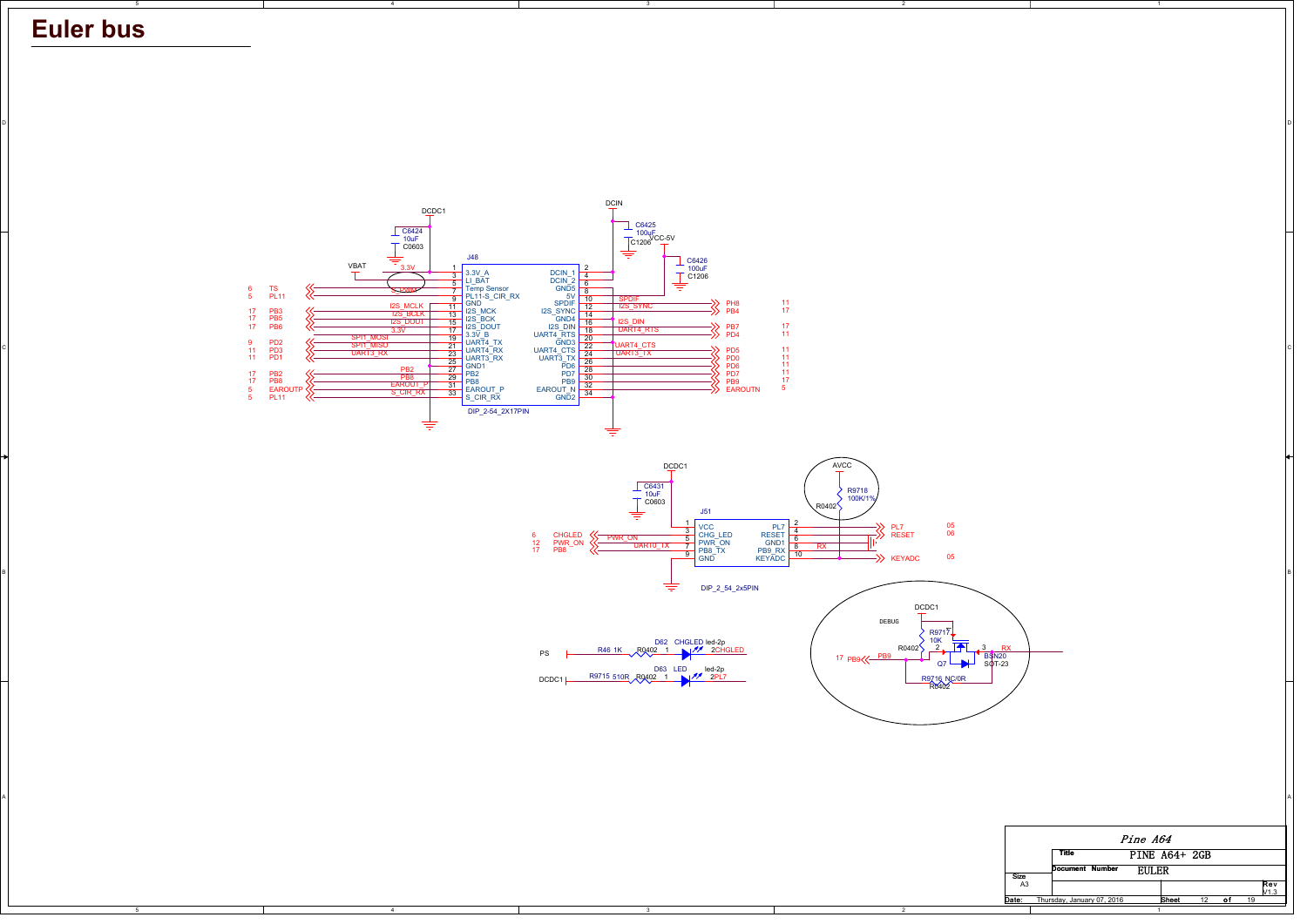# Euler bus

**J48** (DIP_2-54_2X17PIN)

| Net (left) | Pin | Signal | Signal | Pin | Net (right) |
|---|---|---|---|---|---|
| 3.3V (DCDC1) | 1 | 3.3V_A | DCIN_1 | 2 | DCIN |
| VBAT | 3 | LI_BAT | DCIN_2 | 4 | DCIN |
| TS | 5 | Temp Sensor | GND5 | 6 | GND |
| S_CIR / PL11 | 7 | PL11-S_CIR_RX | 5V | 8 | VCC-5V |
| GND | 9 | GND | SPDIF | 10 | SPDIF → PH8 |
| I2S_MCLK → PB3 | 11 | I2S_MCK | I2S_SYNC | 12 | I2S_SYNC → PB4 |
| I2S_BCLK → PB5 | 13 | I2S_BCK | GND4 | 14 | GND |
| I2S_DOUT → PB6 | 15 | I2S_DOUT | I2S_DIN | 16 | I2S_DIN → PB7 |
| 3.3V | 17 | 3.3V_B | UART4_RTS | 18 | UART4_RTS → PD4 |
| SPI1_MOSI → PD2 | 19 | UART4_TX | GND3 | 20 | GND |
| SPI1_MISO → PD3 | 21 | UART4_RX | UART4_CTS | 22 | UART4_CTS → PD5 |
| UART3_RX → PD1 | 23 | UART3_RX | UART3_TX | 24 | UART3_TX → PD0 |
| GND | 25 | GND1 | PD6 | 26 | PD6 |
| PB2 | 27 | PB2 | PD7 | 28 | PD7 |
| PB8 | 29 | PB8 | PB9 | 30 | PB9 |
| EAROUT_P → EAROUTP | 31 | EAROUT_P | EAROUT_N | 32 | EAROUTN |
| S_CIR_RX → PL11 | 33 | S_CIR_RX | GND2 | 34 | GND |

Capacitors: C6424 10uF C0603 (DCDC1); C6425 100uF C1206 (DCIN); C6426 100uF C1206 (VCC-5V)

**J51** (DIP_2_54_2x5PIN)

| Net (left) | Pin | Signal | Signal | Pin | Net (right) |
|---|---|---|---|---|---|
| DCDC1 | 1 | VCC | PL7 | 2 | PL7 |
| CHGLED | 3 | CHG_LED | RESET | 4 | RESET |
| PWR_ON | 5 | PWR_ON | GND1 | 6 | GND |
| UART0_TX → PB8 | 7 | PB8_TX | PB9_RX | 8 | RX |
| GND | 9 | GND | KEYADC | 10 | KEYADC |

C6431 10uF C0603 (DCDC1); AVCC — R9718 100K/1% R0402 — KEYADC

PS — R46 1K R0402 — D62 CHGLED led-2p — CHGLED

DCDC1 — R9715 510R R0402 — D63 LED led-2p — PL7

DEBUG: DCDC1 — R9717 10K R0402; PB9 — Q7 BSN20 SOT-23 — RX; R9716 NC/0R R0402

| | |
|---|---|
| | Pine A64 |
| Title | PINE A64+ 2GB |
| Document Number | EULER |
| Size | A3 |
| Rev | V1.3 |
| Date: | Thursday, January 07, 2016 |
| Sheet | 12 of 19 |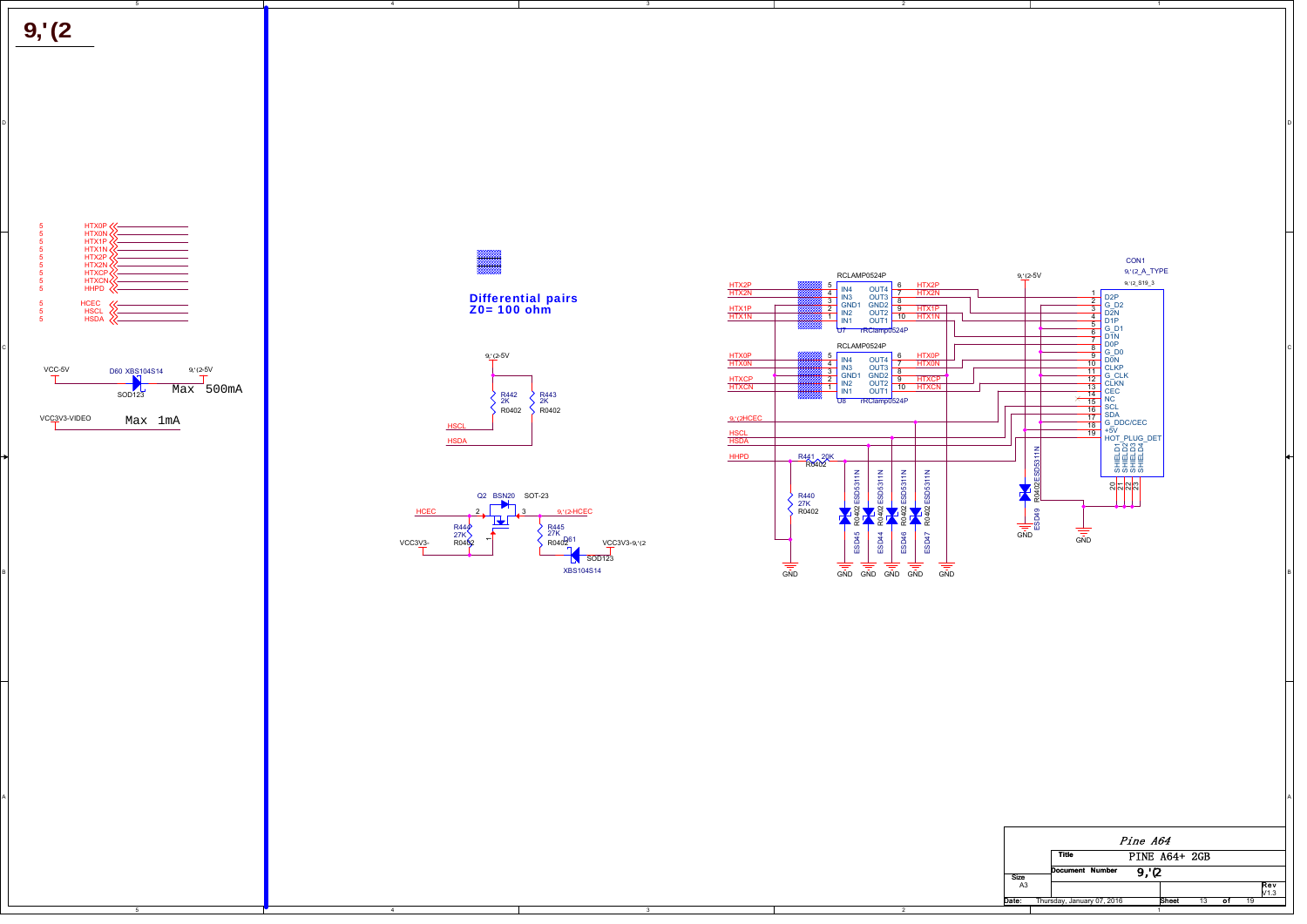# 9,'(2

| | |
|---|---|
| 5 | HTX0P |
| 5 | HTX0N |
| 5 | HTX1P |
| 5 | HTX1N |
| 5 | HTX2P |
| 5 | HTX2N |
| 5 | HTXCP |
| 5 | HTXCN |
| 5 | HHPD |
| 5 | HCEC |
| 5 | HSCL |
| 5 | HSDA |

VCC-5V D60 XBS104S14 9,'(2-5V SOD123 Max 500mA

VCC3V3-VIDEO Max 1mA

**Differential pairs**
**Z0= 100 ohm**

9,'(2-5V R442 2K R0402 R443 2K R0402 HSCL HSDA

Q2 BSN20 SOT-23 HCEC 2 3 9,'(2-HCEC R444 27K R0402 1 R445 27K R0402 D61 VCC3V3- VCC3V3-9,'(2 SOD123 XBS104S14

RCLAMP0524P U7 rClamp0524P: 5 IN4 OUT4 6 HTX2P; 4 IN3 OUT3 7 HTX2N; 3 GND1 GND2 8; 2 IN2 OUT2 9 HTX1P; 1 IN1 OUT1 10 HTX1N

RCLAMP0524P U8 rClamp0524P: 5 IN4 OUT4 6 HTX0P; 4 IN3 OUT3 7 HTX0N; 3 GND1 GND2 8; 2 IN2 OUT2 9 HTXCP; 1 IN1 OUT1 10 HTXCN

9,'(2HCEC HSCL HSDA HHPD R441 20K R0402 R440 27K R0402 GND

ESD45 ESD44 ESD46 ESD47 ESD5311N R0402 GND GND GND GND GND

9,'(2-5V ESD49 ESD5311N R0402 GND

CON1 9,'(2_A_TYPE 9,'(2_S19_3

| Pin | Name |
|---|---|
| 1 | D2P |
| 2 | G_D2 |
| 3 | D2N |
| 4 | D1P |
| 5 | G_D1 |
| 6 | D1N |
| 7 | D0P |
| 8 | G_D0 |
| 9 | D0N |
| 10 | CLKP |
| 11 | G_CLK |
| 12 | CLKN |
| 13 | CEC |
| 14 | NC |
| 15 | SCL |
| 16 | SDA |
| 17 | G_DDC/CEC |
| 18 | +5V |
| 19 | HOT_PLUG_DET |
| 20 | SHIELD1 |
| 21 | SHIELD2 |
| 22 | SHIELD3 |
| 23 | SHIELD4 |

GND

| | | | |
|---|---|---|---|
| | *Pine A64* | | |
| Title | PINE A64+ 2GB | | |
| Size A3 | Document Number 9,'(2 | | Rev V1.3 |
| Date: | Thursday, January 07, 2016 | Sheet 13 of 19 | |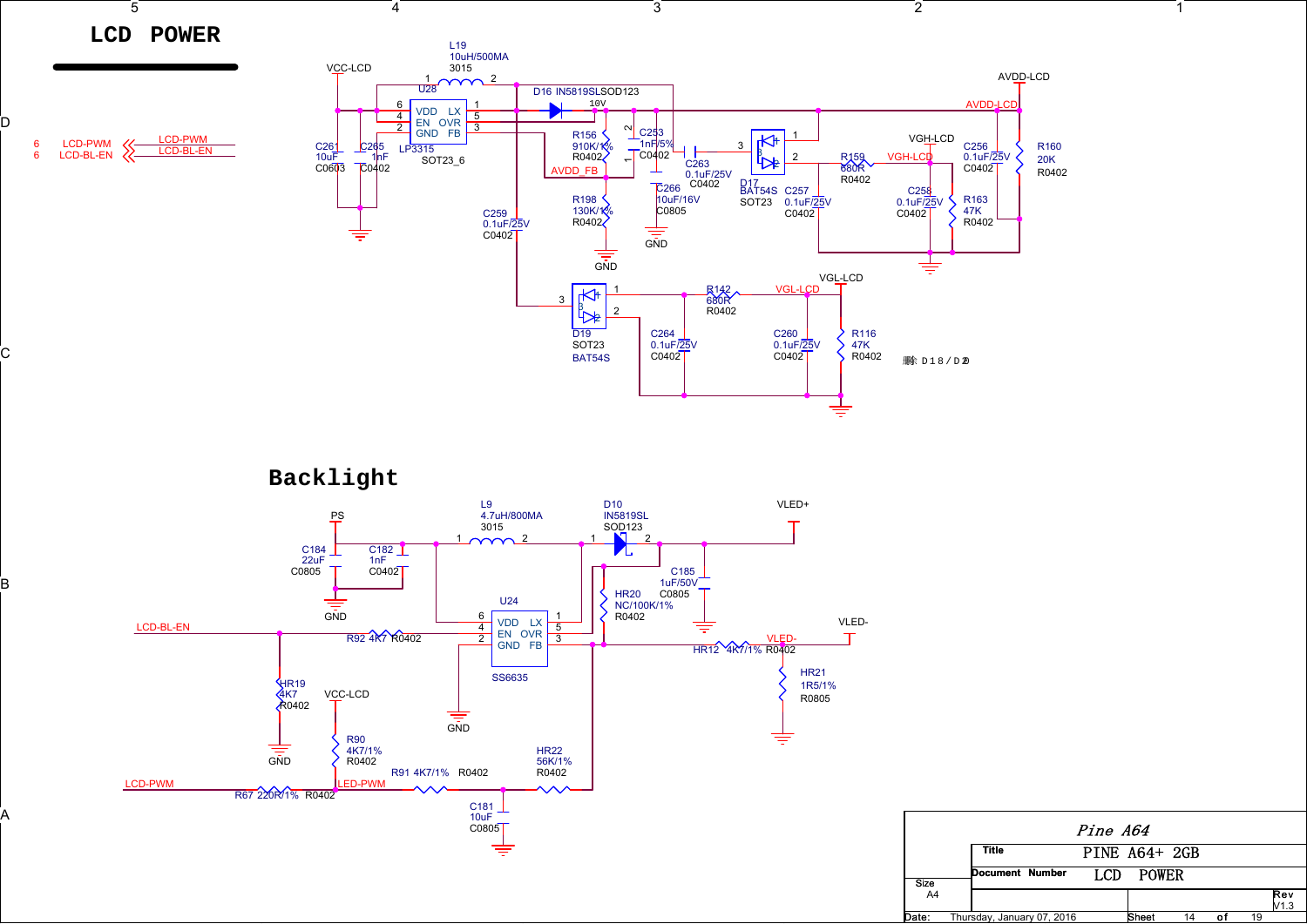# LCD POWER

6 LCD-PWM — LCD-PWM
6 LCD-BL-EN — LCD-BL-EN

VCC-LCD

L19 10uH/500MA 3015

U28 LP3315 SOT23_6

| Pin | Name | Pin | Name |
|---|---|---|---|
| 6 | VDD | 1 | LX |
| 4 | EN | 5 | OVR |
| 2 | GND | 3 | FB |

D16 IN5819SL SOD123

10V

C261 10uF C0603

C265 1nF C0402

R156 910K/1% R0402

AVDD_FB

R198 130K/1% R0402

GND

C253 1nF/5% C0402

C266 10uF/16V C0805

GND

C263 0.1uF/25V C0402

D17 BAT54S SOT23

C257 0.1uF/25V C0402

R159 680R R0402

VGH-LCD

VGH-LCD

C258 0.1uF/25V C0402

C256 0.1uF/25V C0402

R163 47K R0402

AVDD-LCD

AVDD-LCD

R160 20K R0402

C259 0.1uF/25V C0402

D19 SOT23 BAT54S

R142 680R R0402

VGL-LCD

VGL-LCD

C264 0.1uF/25V C0402

C260 0.1uF/25V C0402

R116 47K R0402

删除 D18/D20

# Backlight

PS

C184 22uF C0805

C182 1nF C0402

GND

L9 4.7uH/800MA 3015

D10 IN5819SL SOD123

VLED+

C185 1uF/50V C0805

U24 SS6635

| Pin | Name | Pin | Name |
|---|---|---|---|
| 6 | VDD | 1 | LX |
| 4 | EN | 5 | OVR |
| 2 | GND | 3 | FB |

LCD-BL-EN

R92 4K7 R0402

HR19 4K7 R0402

GND

GND

HR20 NC/100K/1% R0402

VLED-

HR12 4K7/1% R0402

VLED-

HR21 1R5/1% R0805

VCC-LCD

R90 4K7/1% R0402

LED-PWM

LCD-PWM

R67 220R/1% R0402

R91 4K7/1% R0402

HR22 56K/1% R0402

C181 10uF C0805

Pine A64

Title: PINE A64+ 2GB

Document Number: LCD POWER

Size: A4

Rev: V1.3

Date: Thursday, January 07, 2016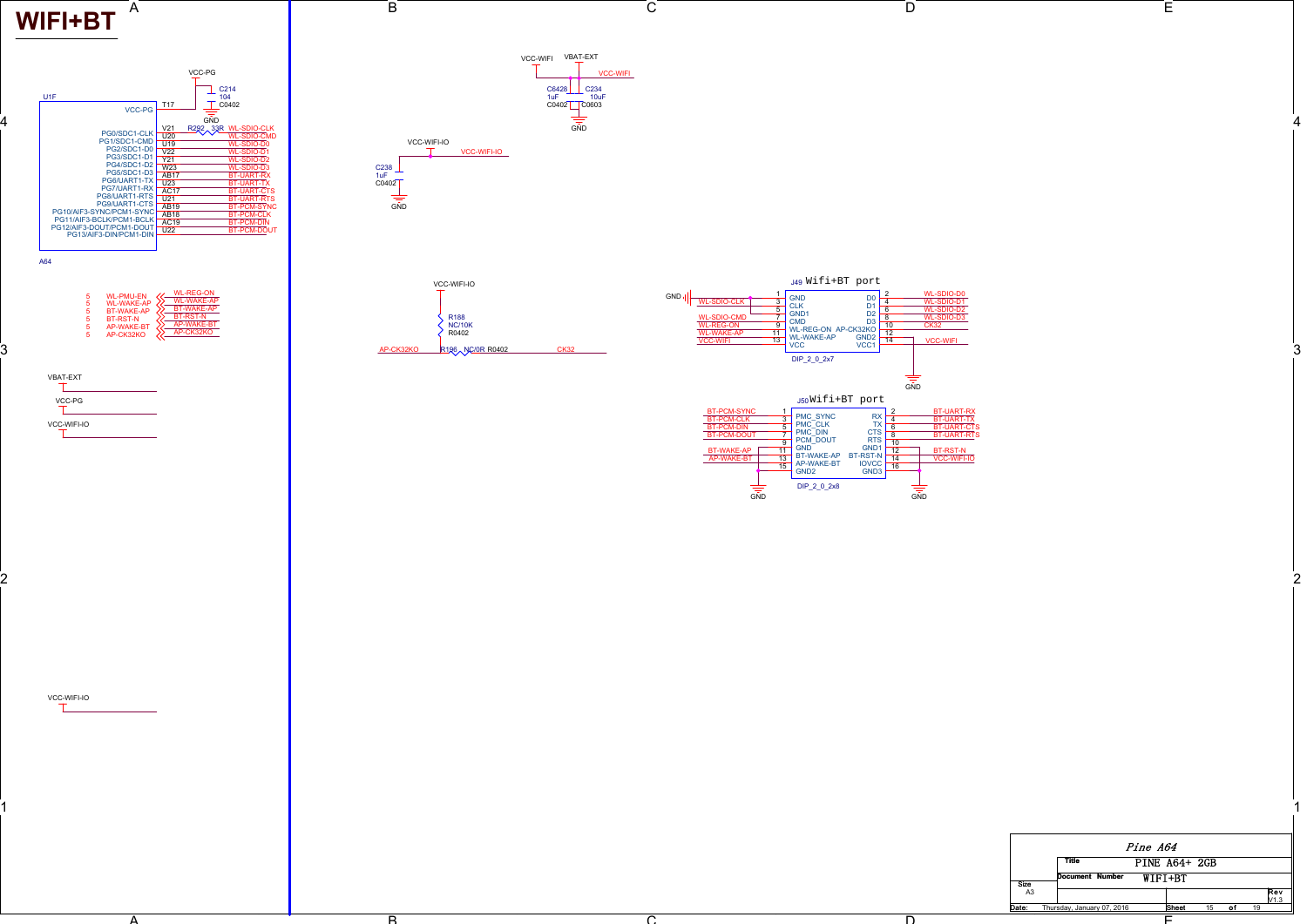# WIFI+BT

## U1F (A64)

VCC-PG — T17 — VCC-PG; C214 104 C0402 to GND

| Pin Name | Ball | Net |
|---|---|---|
| VCC-PG | T17 | VCC-PG |
| PG0/SDC1-CLK | V21 | WL-SDIO-CLK (via R292 33R) |
| PG1/SDC1-CMD | U20 | WL-SDIO-CMD |
| PG2/SDC1-D0 | U19 | WL-SDIO-D0 |
| PG3/SDC1-D1 | V22 | WL-SDIO-D1 |
| PG4/SDC1-D2 | Y21 | WL-SDIO-D2 |
| PG5/SDC1-D3 | W23 | WL-SDIO-D3 |
| PG6/UART1-TX | AB17 | BT-UART-RX |
| PG7/UART1-RX | U23 | BT-UART-TX |
| PG8/UART1-RTS | AC17 | BT-UART-CTS |
| PG9/UART1-CTS | U21 | BT-UART-RTS |
| PG10/AIF3-SYNC/PCM1-SYNC | AB19 | BT-PCM-SYNC |
| PG11/AIF3-BCLK/PCM1-BCLK | AB18 | BT-PCM-CLK |
| PG12/AIF3-DOUT/PCM1-DOUT | AC19 | BT-PCM-DIN |
| PG13/AIF3-DIN/PCM1-DIN | U22 | BT-PCM-DOUT |

## Off-page connectors

| Sheet | Net | Alias |
|---|---|---|
| 5 | WL-PMU-EN | WL-REG-ON |
| 5 | WL-WAKE-AP | WL-WAKE-AP |
| 5 | BT-WAKE-AP | BT-WAKE-AP |
| 5 | BT-RST-N | BT-RST-N |
| 5 | AP-WAKE-BT | AP-WAKE-BT |
| 5 | AP-CK32KO | AP-CK32KO |

VBAT-EXT, VCC-PG, VCC-WIFI-IO, VCC-WIFI-IO

## Power

- VCC-WIFI / VBAT-EXT — VCC-WIFI; C6428 1uF C0402, C234 10uF C0603 to GND
- VCC-WIFI-IO — VCC-WIFI-IO; C238 1uF C0402 to GND
- VCC-WIFI-IO — R188 NC/10K R0402; AP-CK32KO — R196 NC/0R R0402 — CK32

## J49 Wifi+BT port (DIP_2_0_2x7)

| Net | Pin | Name | Name | Pin | Net |
|---|---|---|---|---|---|
| GND | 1 | GND | D0 | 2 | WL-SDIO-D0 |
| WL-SDIO-CLK | 3 | CLK | D1 | 4 | WL-SDIO-D1 |
| GND | 5 | GND1 | D2 | 6 | WL-SDIO-D2 |
| WL-SDIO-CMD | 7 | CMD | D3 | 8 | WL-SDIO-D3 |
| WL-REG-ON | 9 | WL-REG-ON | AP-CK32KO | 10 | CK32 |
| WL-WAKE-AP | 11 | WL-WAKE-AP | GND2 | 12 | GND |
| VCC-WIFI | 13 | VCC | VCC1 | 14 | VCC-WIFI |

## J50 Wifi+BT port (DIP_2_0_2x8)

| Net | Pin | Name | Name | Pin | Net |
|---|---|---|---|---|---|
| BT-PCM-SYNC | 1 | PMC_SYNC | RX | 2 | BT-UART-RX |
| BT-PCM-CLK | 3 | PMC_CLK | TX | 4 | BT-UART-TX |
| BT-PCM-DIN | 5 | PMC_DIN | CTS | 6 | BT-UART-CTS |
| BT-PCM-DOUT | 7 | PCM_DOUT | RTS | 8 | BT-UART-RTS |
| GND | 9 | GND | GND1 | 10 | GND |
| BT-WAKE-AP | 11 | BT-WAKE-AP | BT-RST-N | 12 | BT-RST-N |
| AP-WAKE-BT | 13 | AP-WAKE-BT | IOVCC | 14 | VCC-WIFI-IO |
| GND | 15 | GND2 | GND3 | 16 | GND |

| | |
|---|---|
| | Pine A64 |
| Title | PINE A64+ 2GB |
| Document Number | WIFI+BT |
| Size | A3 |
| Rev | V1.3 |
| Date: | Thursday, January 07, 2016 |
| Sheet | 15 of 19 |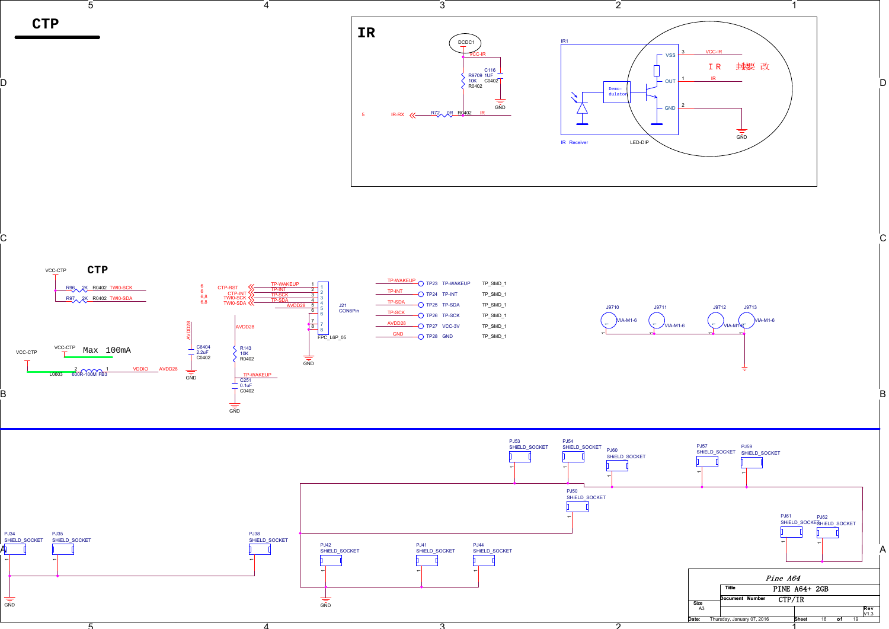# CTP

## IR

DCDC1

VCC-IR

R9709 10K R0402

C116 1UF C0402

GND

5 IR-RX R72 0R R0402 IR

IR1

VSS 3 VCC-IR

OUT 1 IR

GND 2

Demo-dulator

IR Receiver LED-DIP

GND

I R 封装 改

## CTP

VCC-CTP

R96 2K R0402 TWI0-SCK

R97 2K R0402 TWI0-SDA

VCC-CTP

VCC-CTP Max 100mA

L0603 2 600R-100M FB3 1 VDDIO AVDD28

AVDD28

C6404 2.2uF C0402

GND

6 CTP-RST
6 CTP-INT
6,8 TWI0-SCK
6,8 TWI0-SDA

TP-WAKEUP 1
TP-INT 2
TP-SCK 3
TP-SDA 4
AVDD28 5
6
7
8

J21 CON6Pin

FPC_L6P_05

GND

AVDD28

R143 10K R0402

TP-WAKEUP

C251 0.1uF C0402

GND

| Net | Test Point | Label | Footprint |
|---|---|---|---|
| TP-WAKEUP | TP23 | TP-WAKEUP | TP_SMD_1 |
| TP-INT | TP24 | TP-INT | TP_SMD_1 |
| TP-SDA | TP25 | TP-SDA | TP_SMD_1 |
| TP-SCK | TP26 | TP-SCK | TP_SMD_1 |
| AVDD28 | TP27 | VCC-3V | TP_SMD_1 |
| GND | TP28 | GND | TP_SMD_1 |

J9710 VIA-M1-6
J9711 VIA-M1-6
J9712 VIA-M1-6
J9713 VIA-M1-6

PJ53 SHIELD_SOCKET
PJ54 SHIELD_SOCKET
PJ60 SHIELD_SOCKET
PJ57 SHIELD_SOCKET
PJ59 SHIELD_SOCKET
PJ50 SHIELD_SOCKET
PJ61 SHIELD_SOCKET
PJ62 SHIELD_SOCKET
PJ34 SHIELD_SOCKET
PJ35 SHIELD_SOCKET
PJ38 SHIELD_SOCKET
PJ42 SHIELD_SOCKET
PJ41 SHIELD_SOCKET
PJ44 SHIELD_SOCKET

GND

GND

| | |
|---|---|
| | Pine A64 |
| Title | PINE A64+ 2GB |
| Document Number | CTP/IR |
| Size | A3 |
| Rev | V1.3 |
| Date: | Thursday, January 07, 2016 |
| Sheet | 16 of 19 |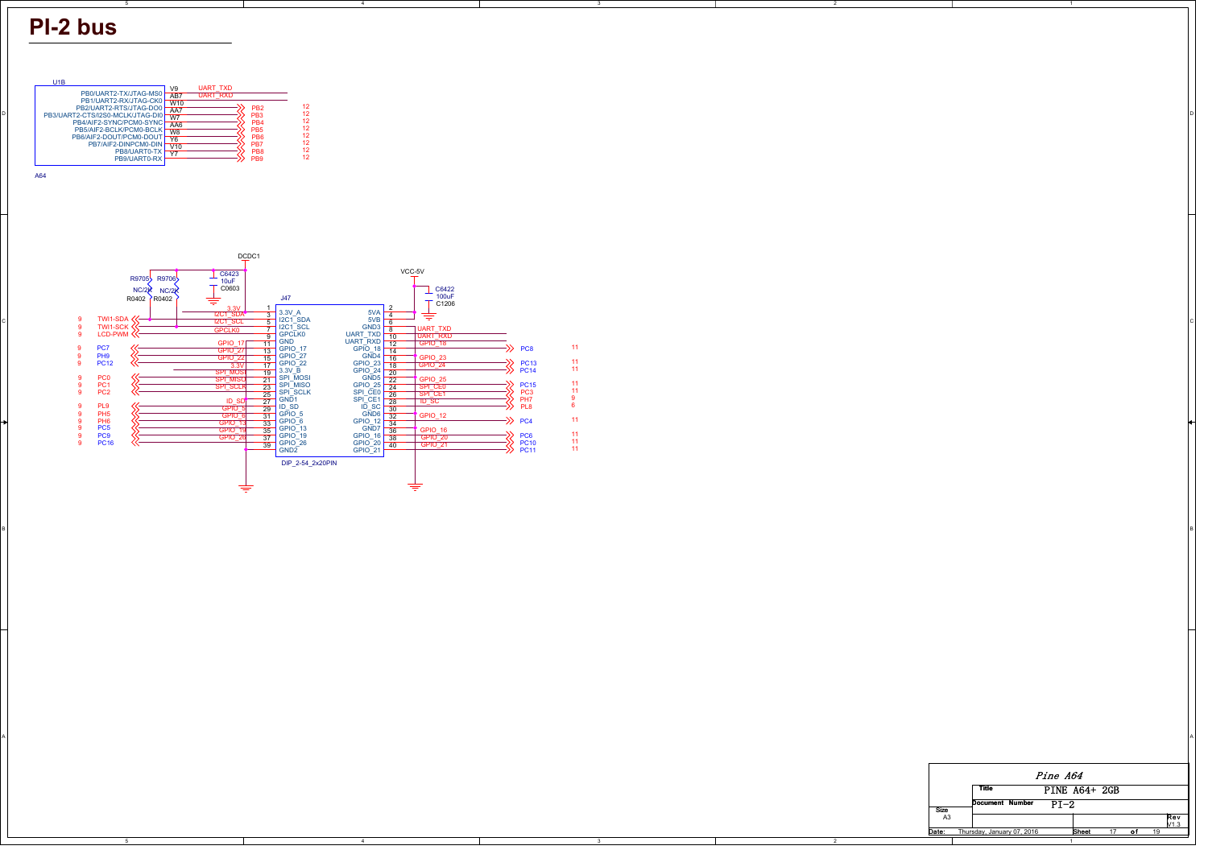# PI-2 bus

U1B

| Pin | Function | Net |
| --- | --- | --- |
| V9 | PB0/UART2-TX/JTAG-MS0 | UART_TXD |
| AB7 | PB1/UART2-RX/JTAG-CK0 | UART_RXD |
| W10 | PB2/UART2-RTS/JTAG-DO0 | PB2 (12) |
| AA7 | PB3/UART2-CTS/I2S0-MCLK/JTAG-DI0 | PB3 (12) |
| W7 | PB4/AIF2-SYNC/PCM0-SYNC | PB4 (12) |
| AA8 | PB5/AIF2-BCLK/PCM0-BCLK | PB5 (12) |
| W8 | PB6/AIF2-DOUT/PCM0-DOUT | PB6 (12) |
| Y6 | PB7/AIF2-DINPCM0-DIN | PB7 (12) |
| V10 | PB8/UART0-TX | PB8 (12) |
| Y7 | PB9/UART0-RX | PB9 (12) |

A64

DCDC1

C6423 10uF C0603

R9705 NC/2K R0402

R9706 NC/2K R0402

VCC-5V

C6422 100uF C1206

J47 DIP_2-54_2x20PIN

| Net (left) | Pin name | Pin | Pin | Pin name | Net (right) |
| --- | --- | --- | --- | --- | --- |
| 3.3V | 3.3V_A | 1 | 2 | 5VA | VCC-5V |
| I2C1_SDA (TWI1-SDA, 9) | I2C1_SDA | 3 | 4 | 5VB | VCC-5V |
| I2C1_SCL (TWI1-SCK, 9) | I2C1_SCL | 5 | 6 | GND3 | |
| GPCLK0 (LCD-PWM, 9) | GPCLK0 | 7 | 8 | UART_TXD | UART_TXD |
| | GND | 9 | 10 | UART_RXD | UART_RXD |
| GPIO_17 (PC7, 9) | GPIO_17 | 11 | 12 | GPIO_18 | GPIO_18 (PC8, 11) |
| GPIO_27 (PH9, 9) | GPIO_27 | 13 | 14 | GND4 | |
| GPIO_22 (PC12, 9) | GPIO_22 | 15 | 16 | GPIO_23 | GPIO_23 (PC13, 11) |
| 3.3V | 3.3V_B | 17 | 18 | GPIO_24 | GPIO_24 (PC14, 11) |
| SPI_MOSI (PC0, 9) | SPI_MOSI | 19 | 20 | GND5 | |
| SPI_MISO (PC1, 9) | SPI_MISO | 21 | 22 | GPIO_25 | GPIO_25 (PC15, 11) |
| SPI_SCLK (PC2, 9) | SPI_SCLK | 23 | 24 | SPI_CE0 | SPI_CE0 (PC3, 11) |
| | GND1 | 25 | 26 | SPI_CE1 | SPI_CE1 (PH7, 9) |
| ID_SD (PL9, 9) | ID_SD | 27 | 28 | ID_SC | ID_SC (PL8, 6) |
| GPIO_5 (PH5, 9) | GPIO_5 | 29 | 30 | GND6 | |
| GPIO_6 (PH6, 9) | GPIO_6 | 31 | 32 | GPIO_12 | GPIO_12 (PC4, 11) |
| GPIO_13 (PC5, 9) | GPIO_13 | 33 | 34 | GND7 | |
| GPIO_19 (PC9, 9) | GPIO_19 | 35 | 36 | GPIO_16 | GPIO_16 (PC6, 11) |
| GPIO_26 (PC16, 9) | GPIO_26 | 37 | 38 | GPIO_20 | GPIO_20 (PC10, 11) |
| | GND2 | 39 | 40 | GPIO_21 | GPIO_21 (PC11, 11) |

*Pine A64*

| | |
| --- | --- |
| Title | PINE A64+ 2GB |
| Document Number | PI-2 |
| Size | A3 |
| Rev | V1.3 |
| Date | Thursday, January 07, 2016 |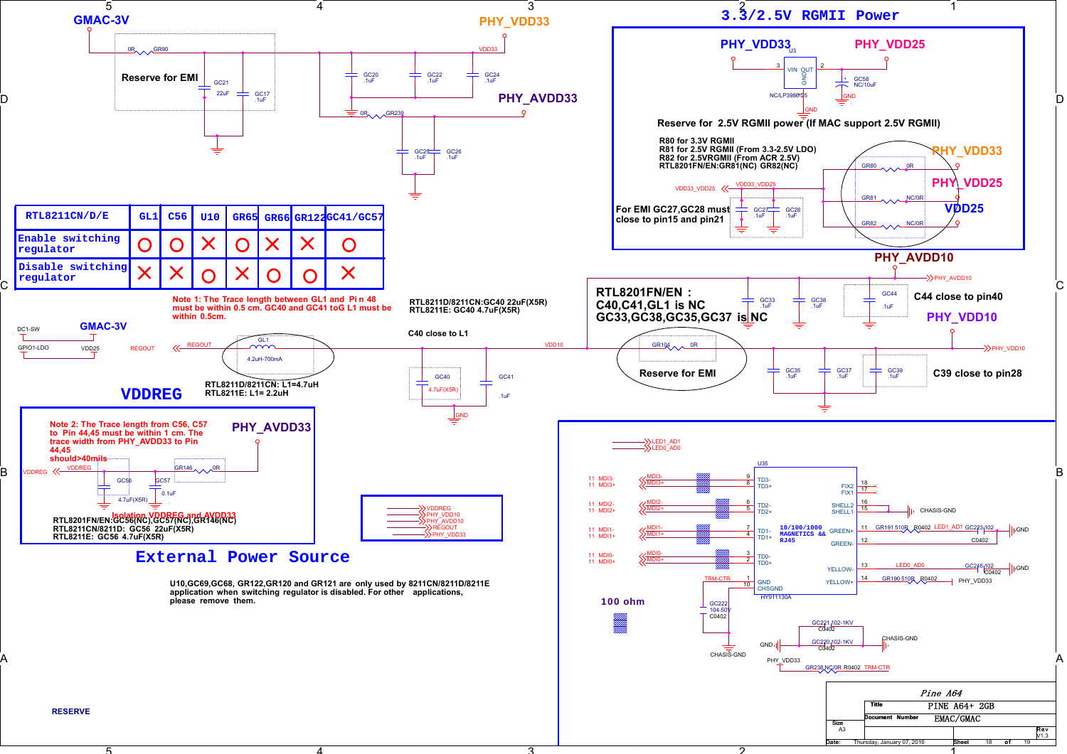# 3.3/2.5V RGMII Power

GMAC-3V

PHY_VDD33

Reserve for EMI

PHY_AVDD33

PHY_VDD33 — PHY_VDD25

Reserve for 2.5V RGMII power (If MAC support 2.5V RGMII)

R80 for 3.3V RGMII
R81 for 2.5V RGMII (From 3.3-2.5V LDO)
R82 for 2.5VRGMII (From ACR 2.5V)
RTL8201FN/EN:GR81(NC) GR82(NC)

For EMI GC27,GC28 must close to pin15 and pin21

PHY_VDD33
PHY_VDD25
VDD25

PHY_AVDD10

| RTL8211CN/D/E | GL1 | C56 | U10 | GR65 | GR66 | GR122 | GC41/GC57 |
|---|---|---|---|---|---|---|---|
| Enable switching regulator | O | O | X | O | X | X | O |
| Disable switching regulator | X | X | O | X | O | O | X |

Note 1: The Trace length between GL1 and Pin 48 must be within 0.5 cm. GC40 and GC41 toG L1 must be within 0.5cm.

RTL8211D/8211CN:GC40 22uF(X5R)
RTL8211E: GC40 4.7uF(X5R)

RTL8201FN/EN :
C40,C41,GL1 is NC
GC33,GC38,GC35,GC37 is NC

C44 close to pin40

PHY_VDD10

C40 close to L1

Reserve for EMI

C39 close to pin28

RTL8211D/8211CN: L1=4.7uH
RTL8211E: L1= 2.2uH

## VDDREG

Note 2: The Trace length from C56, C57 to Pin 44,45 must be within 1 cm. The trace width from PHY_AVDD33 to Pin 44,45 should>40mils

PHY_AVDD33

Isolation VDDREG and AVDD33

RTL8201FN/EN:GC56(NC),GC57(NC),GR146(NC)
RTL8211CN/8211D: GC56 22uF(X5R)
RTL8211E: GC56 4.7uF(X5R)

## External Power Source

U10,GC69,GC68, GR122,GR120 and GR121 are only used by 8211CN/8211D/8211E application when switching regulator is disabled. For other applications, please remove them.

10/100/1000 MAGNETICS && RJ45

100 ohm

RESERVE

| | |
|---|---|
| Title | PINE A64+ 2GB |
| Document Number | EMAC/GMAC |
| Size | A3 |
| Rev | V1.3 |
| Date | Thursday, January 07, 2016 |
| Sheet | 18 of 19 |

Pine A64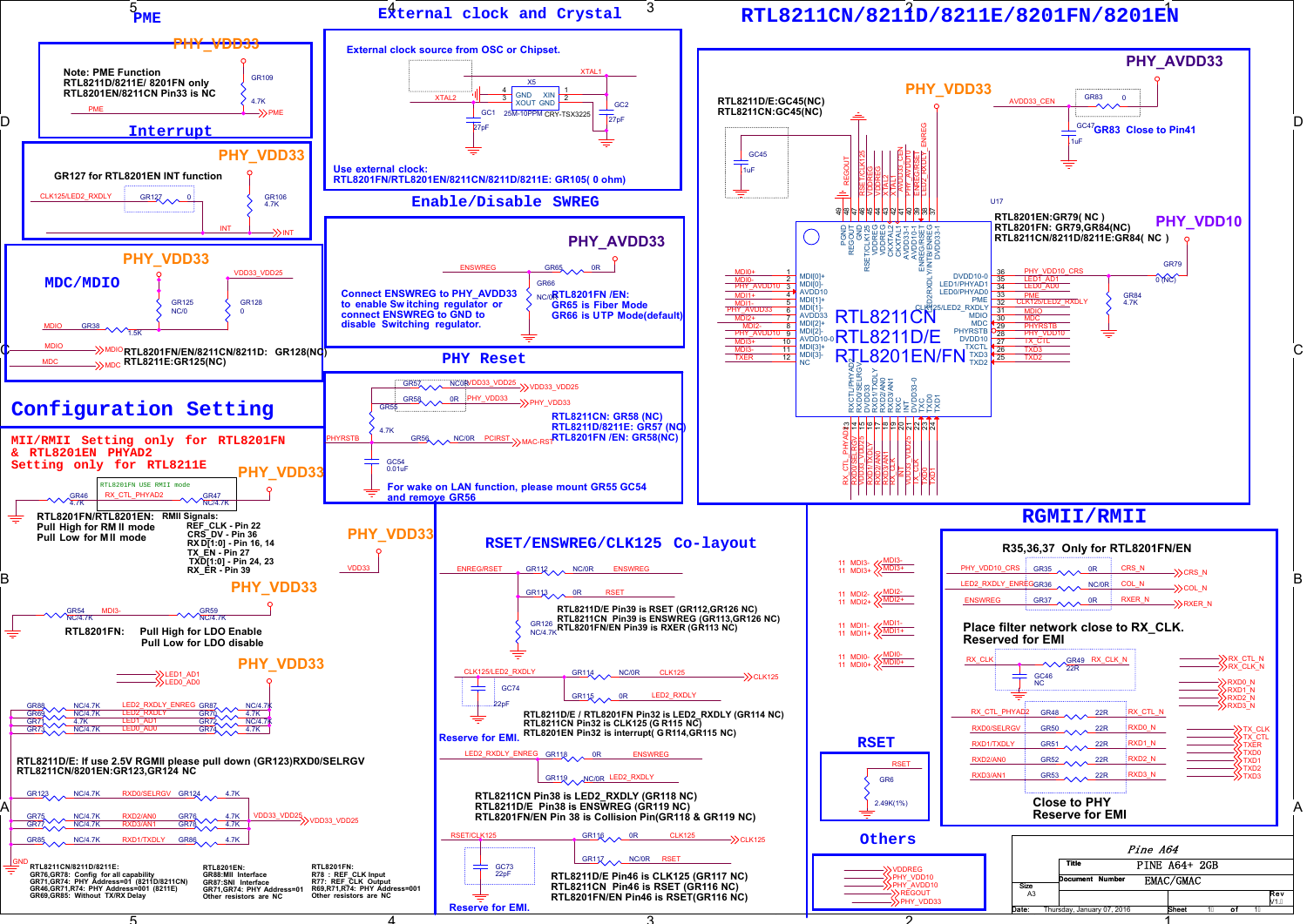# RTL8211CN/8211D/8211E/8201FN/8201EN

## PME

PHY_VDD33

Note: PME Function
RTL8211D/8211E/ 8201FN only
RTL8201EN/8211CN Pin33 is NC

GR109 4.7K
PME

## Interrupt

PHY_VDD33

GR127 for RTL8201EN INT function

CLK125/LED2_RXDLY GR127 0
GR106 4.7K
INT

## MDC/MDIO

PHY_VDD33

VDD33_VDD25
GR125 NC/0
GR128 0
MDIO GR38 1.5K
MDIO
MDC

RTL8201FN/EN/8211CN/8211D: GR128(NC)
RTL8211E:GR125(NC)

## External clock and Crystal

External clock source from OSC or Chipset.

XTAL1
XTAL2
X5
GND XIN
XOUT GND
25M-10PPM CRY-TSX3225
GC1 27pF
GC2 27pF

Use external clock:
RTL8201FN/RTL8201EN/8211CN/8211D/8211E: GR105( 0 ohm)

## Enable/Disable SWREG

PHY_AVDD33

ENSWREG GR65 0R
GR66 NC/0R

Connect ENSWREG to PHY_AVDD33 to enable Switching regulator or connect ENSWREG to GND to disable Switching regulator.

RTL8201FN /EN:
GR65 is Fiber Mode
GR66 is UTP Mode(default)

## PHY Reset

GR57 NC/0R VDD33_VDD25
GR58 0R PHY_VDD33
GR55 4.7K
PHYRSTB GR56 NC/0R PCIRST MAC-RST
GC54 0.01uF

RTL8211CN: GR58 (NC)
RTL8211D/8211E: GR57 (NC)
RTL8201FN /EN: GR58(NC)

For wake on LAN function, please mount GR55 GC54 and remove GR56

## Configuration Setting

### MII/RMII Setting only for RTL8201FN & RTL8201EN PHYAD2 Setting only for RTL8211E

PHY_VDD33

RTL8201FN USE RMII mode
RX_CTL_PHYAD2
GR46 4.7K
GR47 NC/4.7K

RTL8201FN/RTL8201EN:
Pull High for RM II mode
Pull Low for M II mode

RMII Signals:
REF_CLK - Pin 22
CRS_DV - Pin 36
RX D[1:0] - Pin 16, 14
TX_EN - Pin 27
TXD[1:0] - Pin 24, 23
RX_ER - Pin 39

PHY_VDD33

VDD33

PHY_VDD33

GR54 NC/4.7K MDI- GR59 NC/4.7K

RTL8201FN: Pull High for LDO Enable
Pull Low for LDO disable

PHY_VDD33

LED1_AD1
LED0_AD0

GR88 NC/4.7K LED2_RXDLY_ENREG GR87 NC/4.7K
GR69 NC/4.7K LED2_RXDLY GR70 4.7K
GR71 4.7K LED1_AD1 GR72 NC/4.7K
GR73 NC/4.7K LED0_AD0 GR74 4.7K

RTL8211D/E: If use 2.5V RGMII please pull down (GR123)RXD0/SELRGV
RTL8211CN/8201EN:GR123,GR124 NC

GR123 NC/4.7K RXD0/SELRGV GR124 4.7K
GR75 NC/4.7K RXD2/AN0 GR76 4.7K VDD33_VDD25
GR77 NC/4.7K RXD3/AN1 GR78 4.7K
GR85 NC/4.7K RXD1/TXDLY GR86 4.7K

GND

RTL8211CN/8211D/8211E:
GR76,GR78: Config for all capability
GR71,GR74: PHY Address=01 (8211D/8211CN)
GR46,GR71,R74: PHY Address=001 (8211E)
GR69,GR85: Without TX/RX Delay

RTL8201EN:
GR88:MII Interface
GR87:SNI Interface
GR71,GR74: PHY Address=01
Other resistors are NC

RTL8201FN:
R78 : REF_CLK Input
R77: REF_CLK Output
R69,R71,R74: PHY Address=001
Other resistors are NC

## RSET/ENSWREG/CLK125 Co-layout

ENREG/RSET GR112 NC/0R ENSWREG
GR113 0R RSET
GR126 NC/4.7K

RTL8211D/E Pin39 is RSET (GR112,GR126 NC)
RTL8211CN Pin39 is ENSWREG (GR113,GR126 NC)
RTL8201FN/EN Pin39 is RXER (GR113 NC)

CLK125/LED2_RXDLY GR114 NC/0R CLK125
GC74 22pF
GR115 0R LED2_RXDLY

Reserve for EMI.

RTL8211D/E / RTL8201FN Pin32 is LED2_RXDLY (GR114 NC)
RTL8211CN Pin32 is CLK125 (G R115 NC)
RTL8201EN Pin32 is interrupt( G R114,GR115 NC)

LED2_RXDLY_ENREG GR118 0R ENSWREG
GR119 NC/0R LED2_RXDLY

RTL8211CN Pin38 is LED2_RXDLY (GR118 NC)
RTL8211D/E Pin38 is ENSWREG (GR119 NC)
RTL8201FN/EN Pin 38 is Collision Pin(GR118 & GR119 NC)

RSET/CLK125 GR116 0R CLK125
GC73 22pF
GR117 NC/0R RSET

Reserve for EMI.

RTL8211D/E Pin46 is CLK125 (GR117 NC)
RTL8211CN Pin46 is RSET (GR116 NC)
RTL8201FN/EN Pin46 is RSET(GR116 NC)

## RTL8211CN/RTL8211D/E/RTL8201EN/FN

PHY_AVDD33

RTL8211D/E:GC45(NC)
RTL8211CN:GC45(NC)

GC45 1uF

PHY_VDD33

AVDD33_CEN GR83 0
GC47 1uF
GR83 Close to Pin41

U17

RTL8201EN:GR79( NC )
RTL8201FN: GR79,GR84(NC)
RTL8211CN/8211D/8211E:GR84( NC )

PHY_VDD10

GR79 0 (NC)
GR84 4.7K

Pins (top): 49 PGND, 48 REGOUT, 47 GND, 46 RSET/CLK125, 45 VDDREG, 44 VDDREG, 43 CKXTAL2, 42 CKXTAL1, 41 AVDD33_1, 40 AVDD10_1, 39 ENREGRSET, 38 LED2/RXDLY/ENREG, 37 DVDD33_1

Left: MDI0+ 1 MDI[0]+; MDI0- 2 MDI[0]-; PHY_AVDD10 3 AVDD10; MDI1+ 4 MDI[1]+; MDI1- 5 MDI[1]-; PHY_AVDD33 6 AVDD33; MDI2+ 7 MDI[2]+; MDI2- 8 MDI[2]-; PHY_AVDD10 9 AVDD10-0; MDI3+ 10 MDI[3]+; MDI3- 11 MDI[3]-; TXER 12 NC

Right: 36 DVDD10-0 PHY_VDD10_CRS; 35 LED1/PHYAD1 LED1_AD1; 34 LED0/PHYAD0 LED0_AD0; 33 PME PME; 32 CLK125/LED2_RXDLY CLK125/LED2_RXDLY; 31 MDIO MDIO; 30 MDC MDC; 29 PHYRSTB PHYRSTB; 28 DVDD10 PHY_VDD10; 27 TXCTL TX_CTL; 26 TXD3 TXD3; 25 TXD2 TXD2

Bottom: 13 RXCTL/PHYAD2, 14 RXD0/SELRGV, 15 DVDD33, 16 RXD1/TXDLY, 17 RXD2/AN0, 18 RXD3/AN1, 19 RXC, 20 INT, 21 DVDD33-0, 22 TXC, 23 TXD0, 24 TXD1

RTL8211CN
RTL8211D/E
RTL8201EN/FN

## RGMII/RMII

R35,36,37 Only for RTL8201FN/EN

PHY_VDD10_CRS GR35 0R CRS_N
LED2_RXDLY_ENREG GR36 NC/0R COL_N
ENSWREG GR37 0R RXER_N

Place filter network close to RX_CLK. Reserved for EMI

RX_CLK GR49 22R RX_CLK_N
GC46 NC

RX_CTL_N
RX_CLK_N
RXD0_N
RXD1_N
RXD2_N
RXD3_N

RX_CTL_PHYAD2 GR48 22R RX_CTL_N
RXD0/SELRGV GR50 22R RXD0_N
RXD1/TXDLY GR51 22R RXD1_N
RXD2/AN0 GR52 22R RXD2_N
RXD3/AN1 GR53 22R RXD3_N

TX_CLK
TX_CTL
TXER
TXD0
TXD1
TXD2
TXD3

Close to PHY
Reserve for EMI

MDI3- MDI3+ MDI2- MDI2+ MDI1- MDI1+ MDI0- MDI0+

## RSET

RSET
GR6 2.49K(1%)

## Others

VDDREG
PHY_VDD10
PHY_AVDD10
REGOUT
PHY_VDD33

Pine A64

| | |
|---|---|
| Title | PINE A64+ 2GB |
| Document Number | EMAC/GMAC |
| Size | A3 |
| Rev | V1.0 |
| Date: | Thursday, January 07, 2016 |
| Sheet | 10 of 18 |